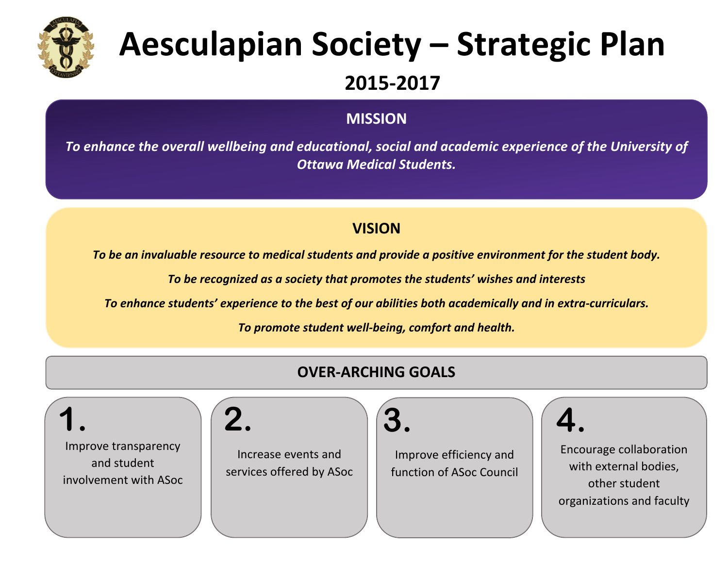# Aesculapian Society – Strategic Plan

## 2015-2017

### MISSION

***To enhance the overall wellbeing and educational, social and academic experience of the University of Ottawa Medical Students.***

### VISION

***To be an invaluable resource to medical students and provide a positive environment for the student body.***

***To be recognized as a society that promotes the students' wishes and interests***

***To enhance students' experience to the best of our abilities both academically and in extra-curriculars.***

***To promote student well-being, comfort and health.***

### OVER-ARCHING GOALS

**1.** Improve transparency and student involvement with ASoc

**2.** Increase events and services offered by ASoc

**3.** Improve efficiency and function of ASoc Council

**4.** Encourage collaboration with external bodies, other student organizations and faculty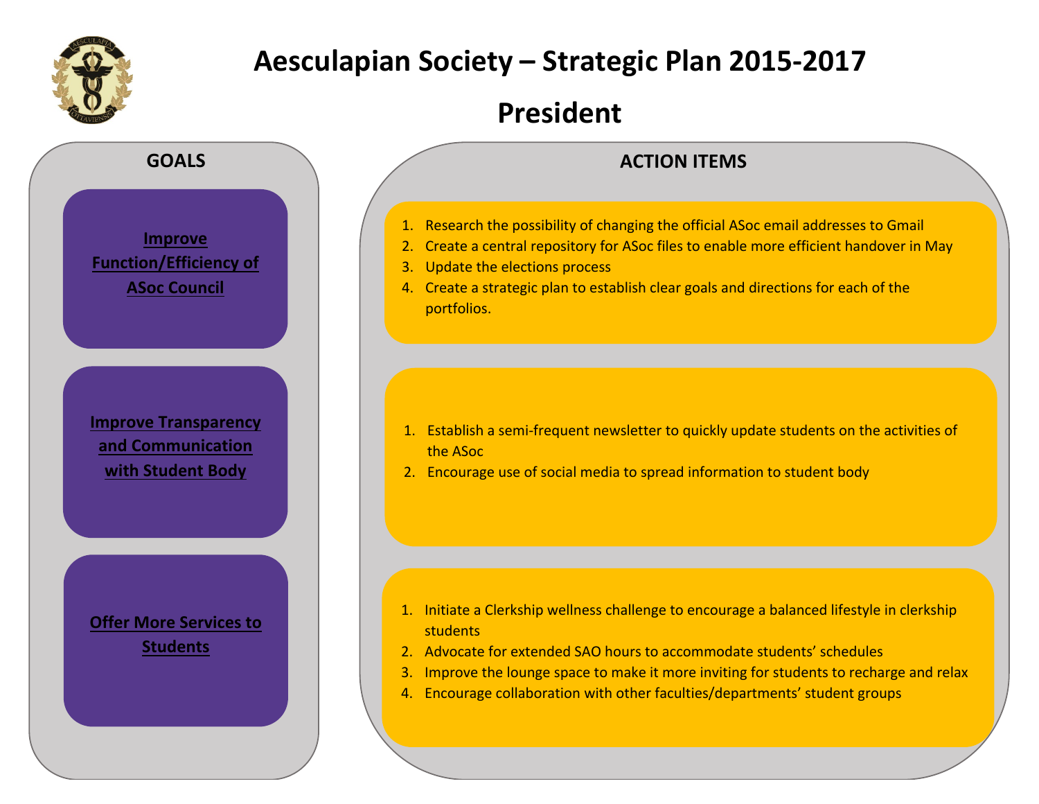# Aesculapian Society – Strategic Plan 2015-2017

## President

| GOALS | ACTION ITEMS |
| --- | --- |
| **Improve Function/Efficiency of ASoc Council** | 1. Research the possibility of changing the official ASoc email addresses to Gmail<br>2. Create a central repository for ASoc files to enable more efficient handover in May<br>3. Update the elections process<br>4. Create a strategic plan to establish clear goals and directions for each of the portfolios. |
| **Improve Transparency and Communication with Student Body** | 1. Establish a semi-frequent newsletter to quickly update students on the activities of the ASoc<br>2. Encourage use of social media to spread information to student body |
| **Offer More Services to Students** | 1. Initiate a Clerkship wellness challenge to encourage a balanced lifestyle in clerkship students<br>2. Advocate for extended SAO hours to accommodate students' schedules<br>3. Improve the lounge space to make it more inviting for students to recharge and relax<br>4. Encourage collaboration with other faculties/departments' student groups |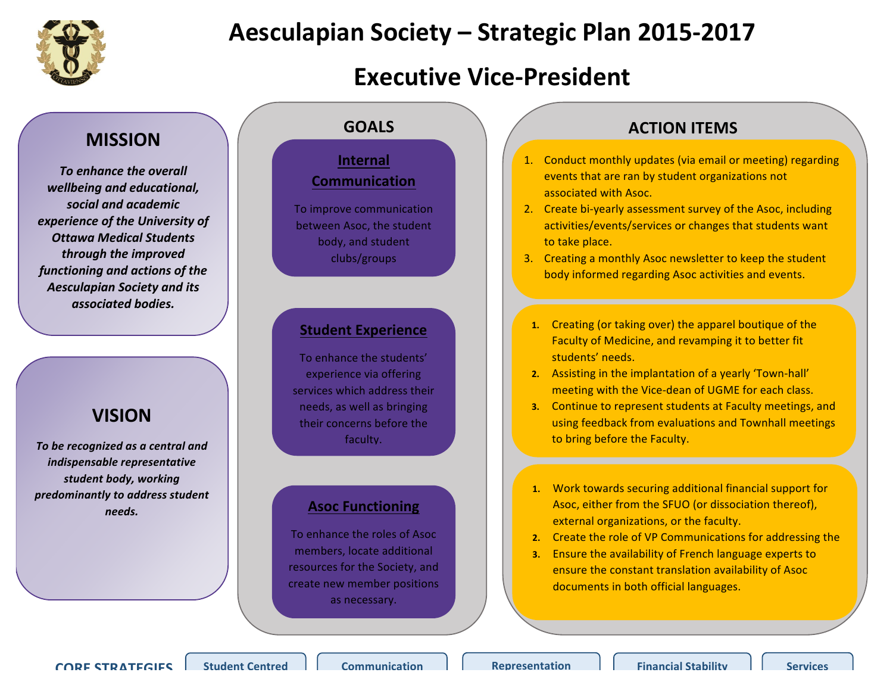# Aesculapian Society – Strategic Plan 2015-2017

## Executive Vice-President

### MISSION

***To enhance the overall wellbeing and educational, social and academic experience of the University of Ottawa Medical Students through the improved functioning and actions of the Aesculapian Society and its associated bodies.***

### VISION

***To be recognized as a central and indispensable representative student body, working predominantly to address student needs.***

### GOALS

**Internal Communication**

To improve communication between Asoc, the student body, and student clubs/groups

**Student Experience**

To enhance the students' experience via offering services which address their needs, as well as bringing their concerns before the faculty.

**Asoc Functioning**

To enhance the roles of Asoc members, locate additional resources for the Society, and create new member positions as necessary.

### ACTION ITEMS

**Internal Communication**

1. Conduct monthly updates (via email or meeting) regarding events that are ran by student organizations not associated with Asoc.
2. Create bi-yearly assessment survey of the Asoc, including activities/events/services or changes that students want to take place.
3. Creating a monthly Asoc newsletter to keep the student body informed regarding Asoc activities and events.

**Student Experience**

1. Creating (or taking over) the apparel boutique of the Faculty of Medicine, and revamping it to better fit students' needs.
2. Assisting in the implantation of a yearly 'Town-hall' meeting with the Vice-dean of UGME for each class.
3. Continue to represent students at Faculty meetings, and using feedback from evaluations and Townhall meetings to bring before the Faculty.

**Asoc Functioning**

1. Work towards securing additional financial support for Asoc, either from the SFUO (or dissociation thereof), external organizations, or the faculty.
2. Create the role of VP Communications for addressing the
3. Ensure the availability of French language experts to ensure the constant translation availability of Asoc documents in both official languages.

**CORE STRATEGIES**

Student Centred | Communication | Representation | Financial Stability | Services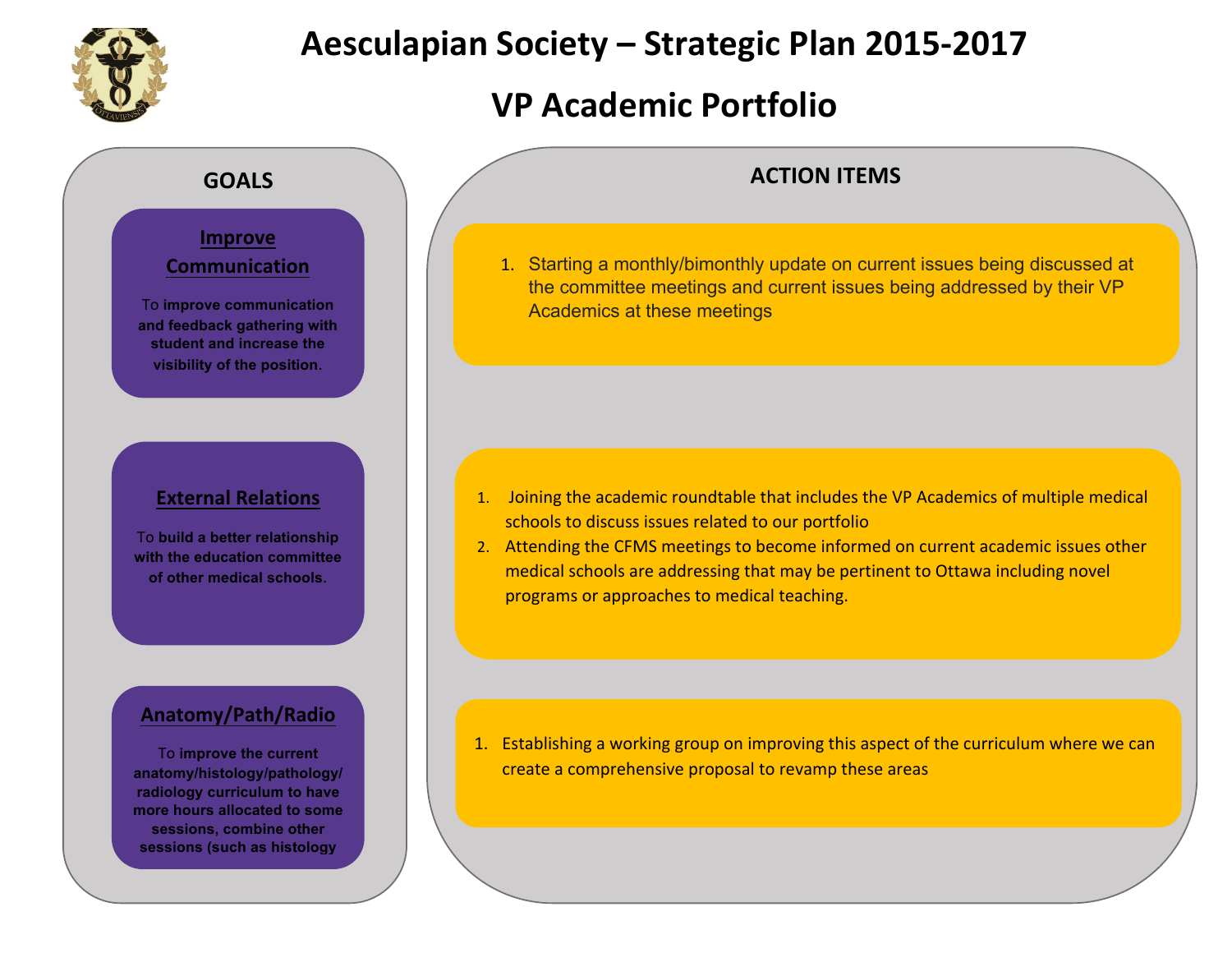# Aesculapian Society – Strategic Plan 2015-2017

# VP Academic Portfolio

## GOALS

### Improve Communication

To **improve communication and feedback gathering with student and increase the visibility of the position**.

### External Relations

To **build a better relationship with the education committee of other medical schools**.

### Anatomy/Path/Radio

To **improve the current anatomy/histology/pathology/ radiology curriculum to have more hours allocated to some sessions, combine other sessions (such as histology**

## ACTION ITEMS

**Improve Communication**

1. Starting a monthly/bimonthly update on current issues being discussed at the committee meetings and current issues being addressed by their VP Academics at these meetings

**External Relations**

1. Joining the academic roundtable that includes the VP Academics of multiple medical schools to discuss issues related to our portfolio
2. Attending the CFMS meetings to become informed on current academic issues other medical schools are addressing that may be pertinent to Ottawa including novel programs or approaches to medical teaching.

**Anatomy/Path/Radio**

1. Establishing a working group on improving this aspect of the curriculum where we can create a comprehensive proposal to revamp these areas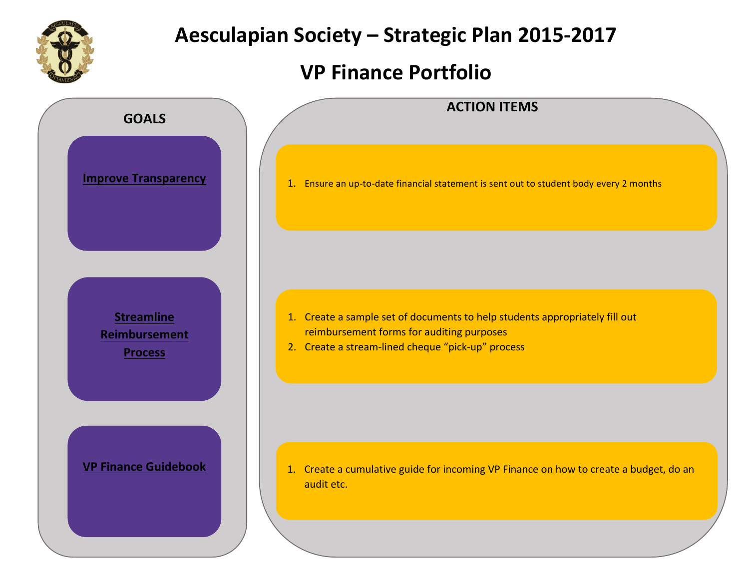# Aesculapian Society – Strategic Plan 2015-2017

## VP Finance Portfolio

| GOALS | ACTION ITEMS |
|---|---|
| **Improve Transparency** | 1. Ensure an up-to-date financial statement is sent out to student body every 2 months |
| **Streamline Reimbursement Process** | 1. Create a sample set of documents to help students appropriately fill out reimbursement forms for auditing purposes<br>2. Create a stream-lined cheque "pick-up" process |
| **VP Finance Guidebook** | 1. Create a cumulative guide for incoming VP Finance on how to create a budget, do an audit etc. |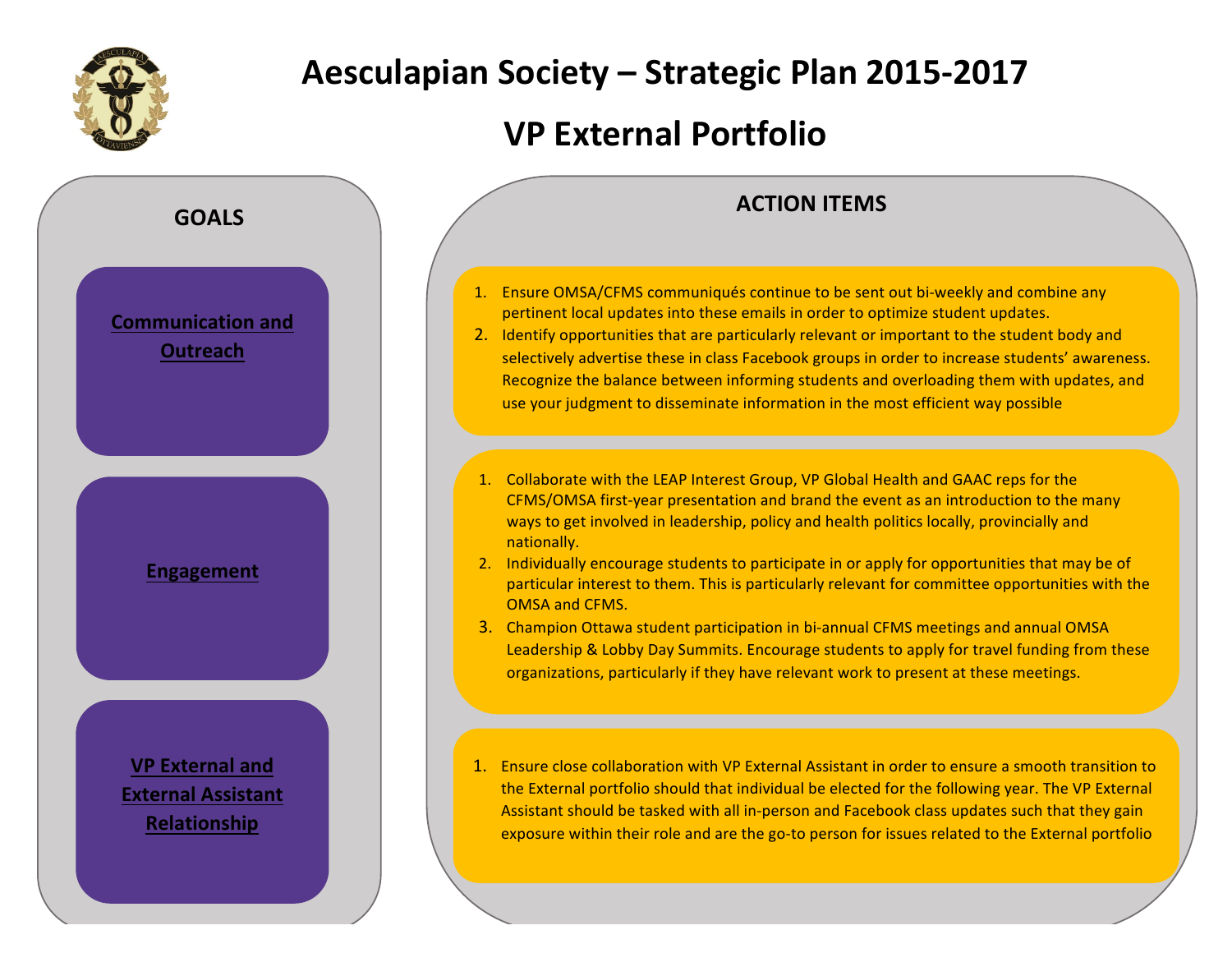# Aesculapian Society – Strategic Plan 2015-2017

# VP External Portfolio

| GOALS | ACTION ITEMS |
|---|---|
| **Communication and Outreach** | 1. Ensure OMSA/CFMS communiqués continue to be sent out bi-weekly and combine any pertinent local updates into these emails in order to optimize student updates.<br>2. Identify opportunities that are particularly relevant or important to the student body and selectively advertise these in class Facebook groups in order to increase students' awareness. Recognize the balance between informing students and overloading them with updates, and use your judgment to disseminate information in the most efficient way possible |
| **Engagement** | 1. Collaborate with the LEAP Interest Group, VP Global Health and GAAC reps for the CFMS/OMSA first-year presentation and brand the event as an introduction to the many ways to get involved in leadership, policy and health politics locally, provincially and nationally.<br>2. Individually encourage students to participate in or apply for opportunities that may be of particular interest to them. This is particularly relevant for committee opportunities with the OMSA and CFMS.<br>3. Champion Ottawa student participation in bi-annual CFMS meetings and annual OMSA Leadership & Lobby Day Summits. Encourage students to apply for travel funding from these organizations, particularly if they have relevant work to present at these meetings. |
| **VP External and External Assistant Relationship** | 1. Ensure close collaboration with VP External Assistant in order to ensure a smooth transition to the External portfolio should that individual be elected for the following year. The VP External Assistant should be tasked with all in-person and Facebook class updates such that they gain exposure within their role and are the go-to person for issues related to the External portfolio |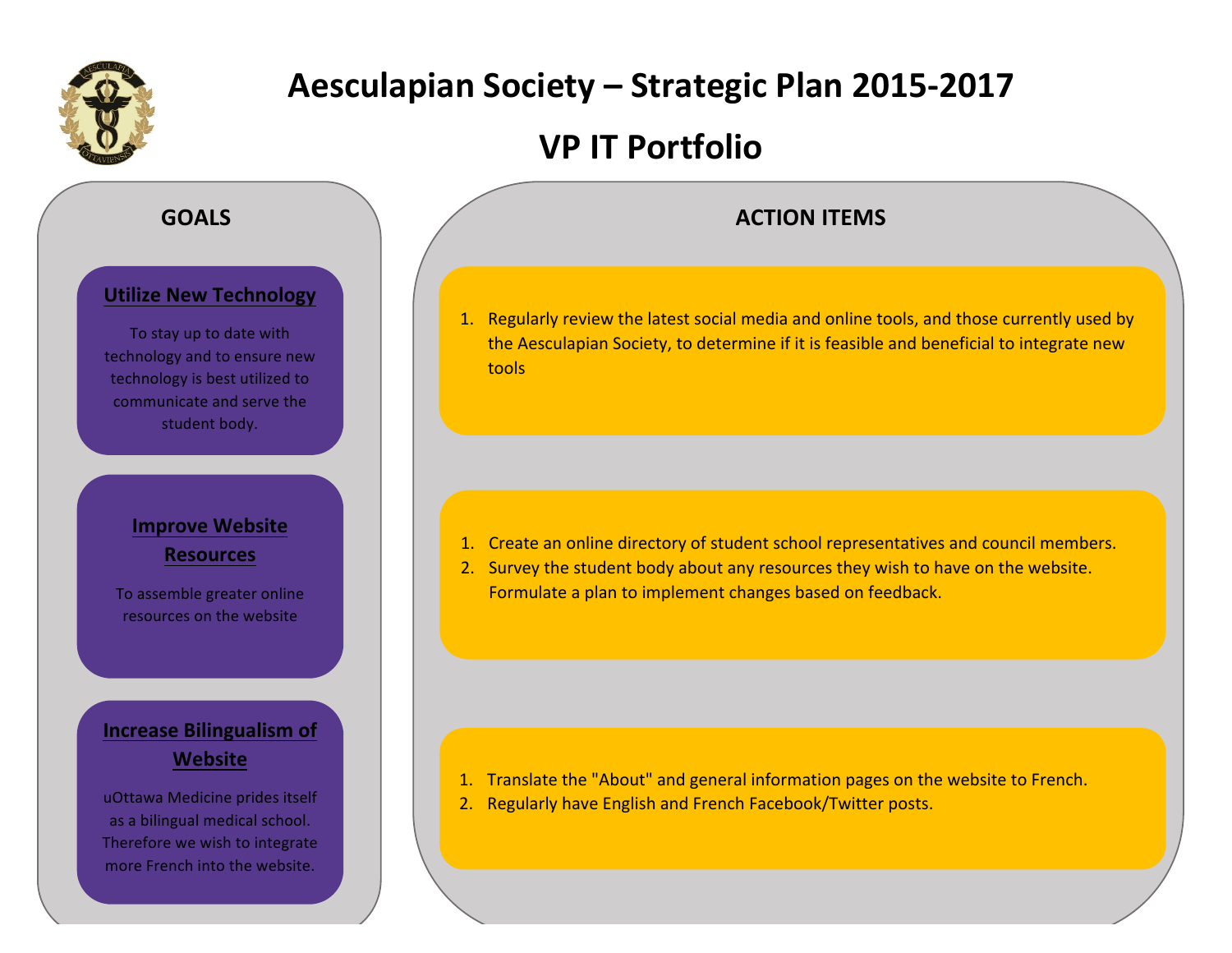# Aesculapian Society – Strategic Plan 2015-2017

## VP IT Portfolio

| GOALS | ACTION ITEMS |
| --- | --- |
| **Utilize New Technology**<br>To stay up to date with technology and to ensure new technology is best utilized to communicate and serve the student body. | 1. Regularly review the latest social media and online tools, and those currently used by the Aesculapian Society, to determine if it is feasible and beneficial to integrate new tools |
| **Improve Website Resources**<br>To assemble greater online resources on the website | 1. Create an online directory of student school representatives and council members.<br>2. Survey the student body about any resources they wish to have on the website. Formulate a plan to implement changes based on feedback. |
| **Increase Bilingualism of Website**<br>uOttawa Medicine prides itself as a bilingual medical school. Therefore we wish to integrate more French into the website. | 1. Translate the "About" and general information pages on the website to French.<br>2. Regularly have English and French Facebook/Twitter posts. |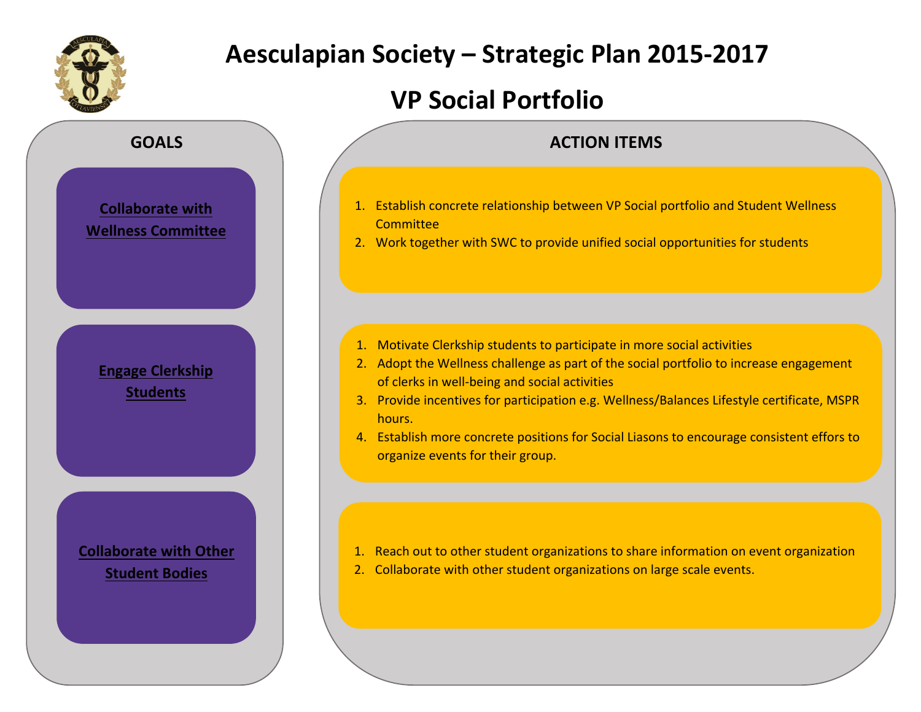# Aesculapian Society – Strategic Plan 2015-2017

## VP Social Portfolio

| GOALS | ACTION ITEMS |
|---|---|
| **Collaborate with Wellness Committee** | 1. Establish concrete relationship between VP Social portfolio and Student Wellness Committee<br>2. Work together with SWC to provide unified social opportunities for students |
| **Engage Clerkship Students** | 1. Motivate Clerkship students to participate in more social activities<br>2. Adopt the Wellness challenge as part of the social portfolio to increase engagement of clerks in well-being and social activities<br>3. Provide incentives for participation e.g. Wellness/Balances Lifestyle certificate, MSPR hours.<br>4. Establish more concrete positions for Social Liasons to encourage consistent effors to organize events for their group. |
| **Collaborate with Other Student Bodies** | 1. Reach out to other student organizations to share information on event organization<br>2. Collaborate with other student organizations on large scale events. |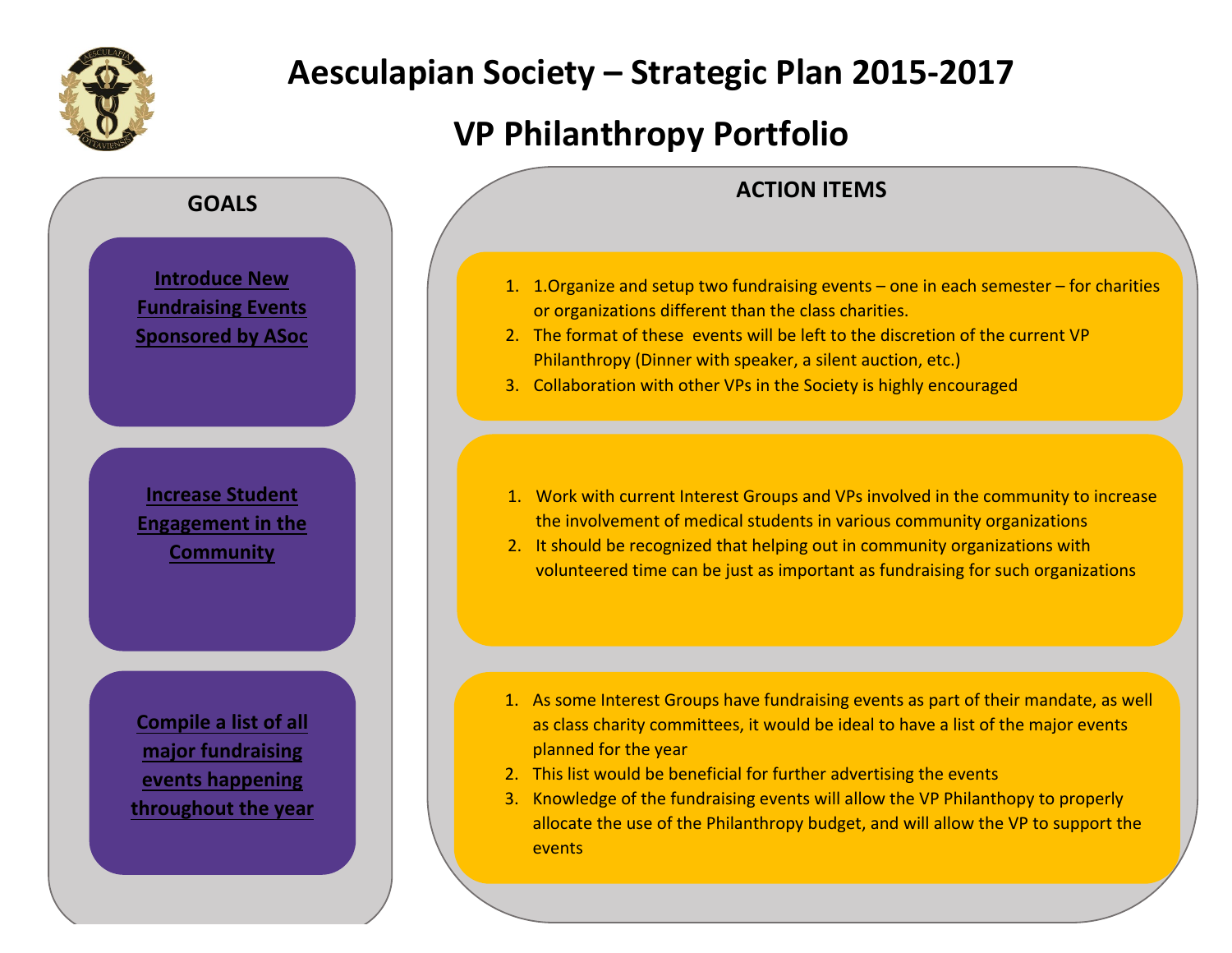# Aesculapian Society – Strategic Plan 2015-2017

## VP Philanthropy Portfolio

### GOALS

### ACTION ITEMS

**Introduce New Fundraising Events Sponsored by ASoc**

1. 1.Organize and setup two fundraising events – one in each semester – for charities or organizations different than the class charities.
2. The format of these events will be left to the discretion of the current VP Philanthropy (Dinner with speaker, a silent auction, etc.)
3. Collaboration with other VPs in the Society is highly encouraged

**Increase Student Engagement in the Community**

1. Work with current Interest Groups and VPs involved in the community to increase the involvement of medical students in various community organizations
2. It should be recognized that helping out in community organizations with volunteered time can be just as important as fundraising for such organizations

**Compile a list of all major fundraising events happening throughout the year**

1. As some Interest Groups have fundraising events as part of their mandate, as well as class charity committees, it would be ideal to have a list of the major events planned for the year
2. This list would be beneficial for further advertising the events
3. Knowledge of the fundraising events will allow the VP Philanthopy to properly allocate the use of the Philanthropy budget, and will allow the VP to support the events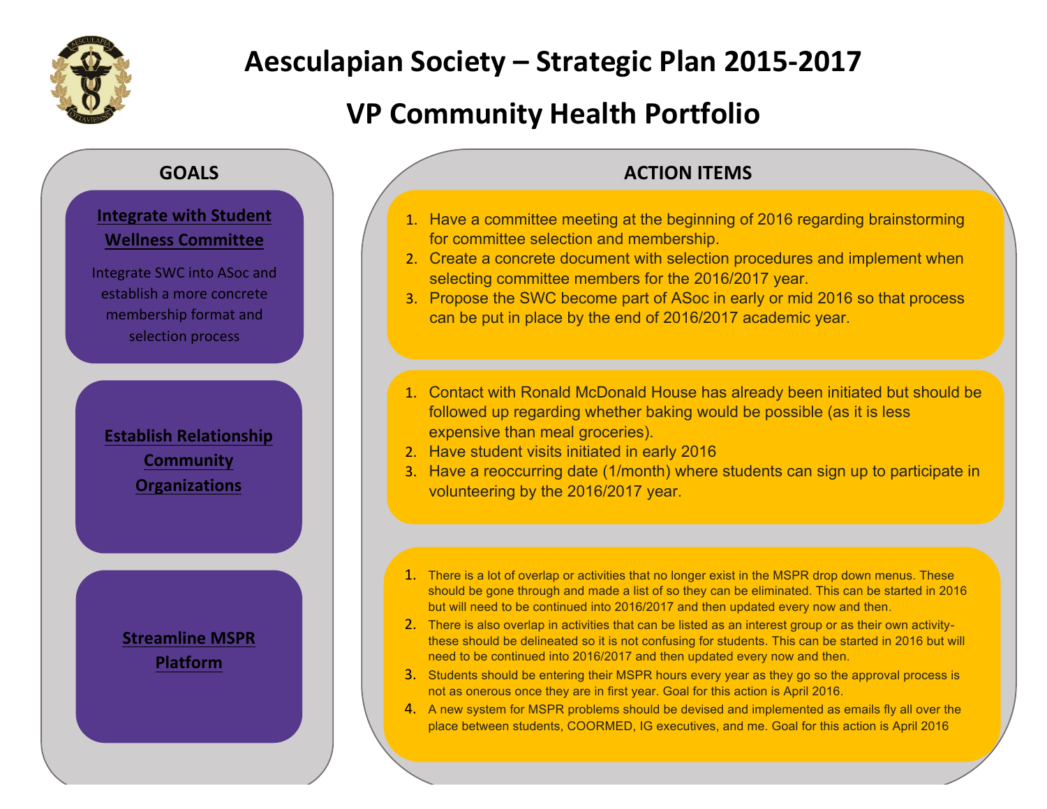# Aesculapian Society – Strategic Plan 2015-2017

## VP Community Health Portfolio

| GOALS | ACTION ITEMS |
| --- | --- |
| **Integrate with Student Wellness Committee**<br><br>Integrate SWC into ASoc and establish a more concrete membership format and selection process | 1. Have a committee meeting at the beginning of 2016 regarding brainstorming for committee selection and membership.<br>2. Create a concrete document with selection procedures and implement when selecting committee members for the 2016/2017 year.<br>3. Propose the SWC become part of ASoc in early or mid 2016 so that process can be put in place by the end of 2016/2017 academic year. |
| **Establish Relationship Community Organizations** | 1. Contact with Ronald McDonald House has already been initiated but should be followed up regarding whether baking would be possible (as it is less expensive than meal groceries).<br>2. Have student visits initiated in early 2016<br>3. Have a reoccurring date (1/month) where students can sign up to participate in volunteering by the 2016/2017 year. |
| **Streamline MSPR Platform** | 1. There is a lot of overlap or activities that no longer exist in the MSPR drop down menus. These should be gone through and made a list of so they can be eliminated. This can be started in 2016 but will need to be continued into 2016/2017 and then updated every now and then.<br>2. There is also overlap in activities that can be listed as an interest group or as their own activity- these should be delineated so it is not confusing for students. This can be started in 2016 but will need to be continued into 2016/2017 and then updated every now and then.<br>3. Students should be entering their MSPR hours every year as they go so the approval process is not as onerous once they are in first year. Goal for this action is April 2016.<br>4. A new system for MSPR problems should be devised and implemented as emails fly all over the place between students, COORMED, IG executives, and me. Goal for this action is April 2016 |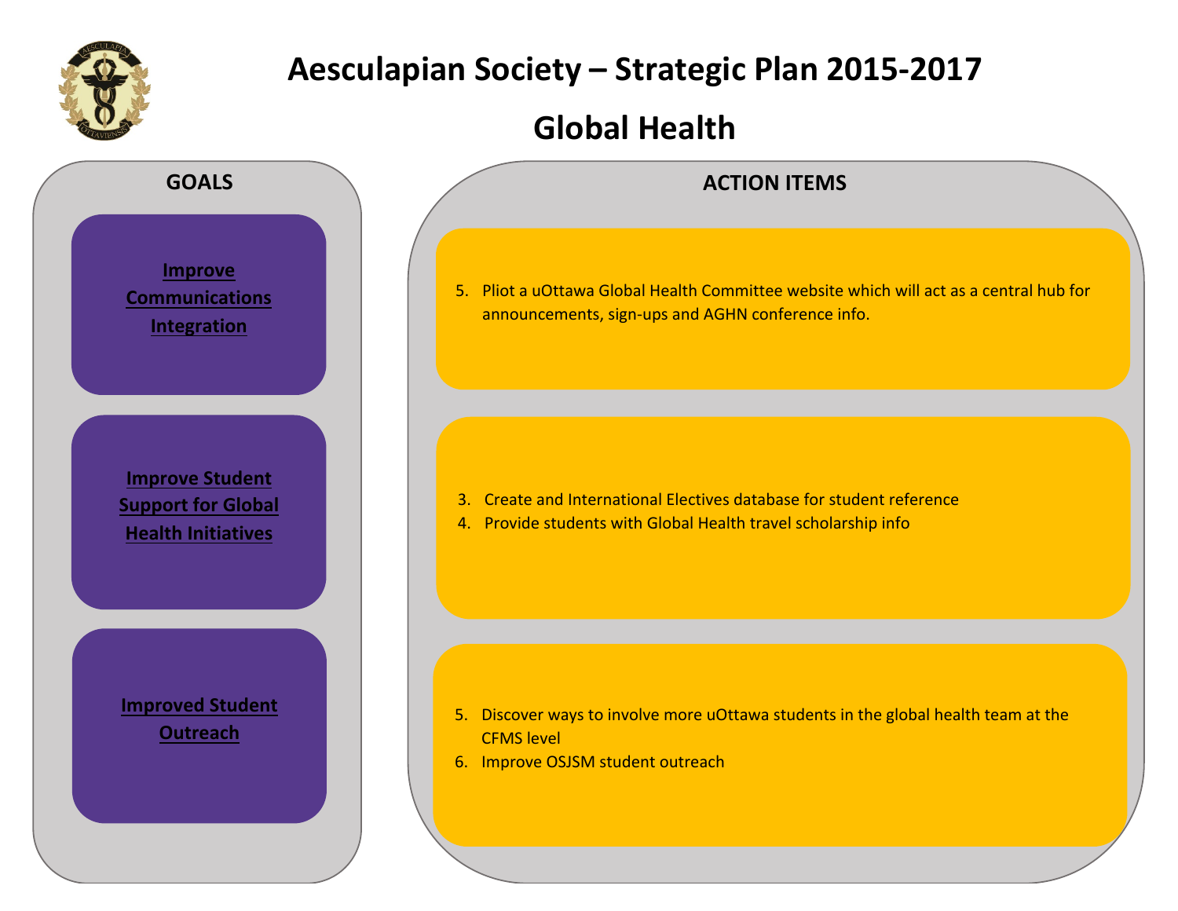# Aesculapian Society – Strategic Plan 2015-2017

## Global Health

| GOALS | ACTION ITEMS |
|---|---|
| **Improve Communications Integration** | 5. Pliot a uOttawa Global Health Committee website which will act as a central hub for announcements, sign-ups and AGHN conference info. |
| **Improve Student Support for Global Health Initiatives** | 3. Create and International Electives database for student reference<br>4. Provide students with Global Health travel scholarship info |
| **Improved Student Outreach** | 5. Discover ways to involve more uOttawa students in the global health team at the CFMS level<br>6. Improve OSJSM student outreach |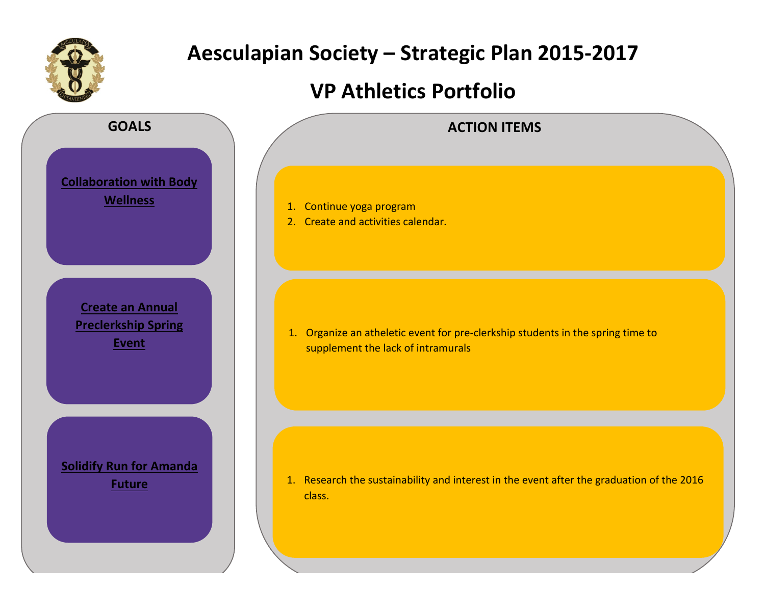# Aesculapian Society – Strategic Plan 2015-2017

## VP Athletics Portfolio

### GOALS

**Collaboration with Body Wellness**

**Create an Annual Preclerkship Spring Event**

**Solidify Run for Amanda Future**

### ACTION ITEMS

**Collaboration with Body Wellness**

1. Continue yoga program
2. Create and activities calendar.

**Create an Annual Preclerkship Spring Event**

1. Organize an atheletic event for pre-clerkship students in the spring time to supplement the lack of intramurals

**Solidify Run for Amanda Future**

1. Research the sustainability and interest in the event after the graduation of the 2016 class.